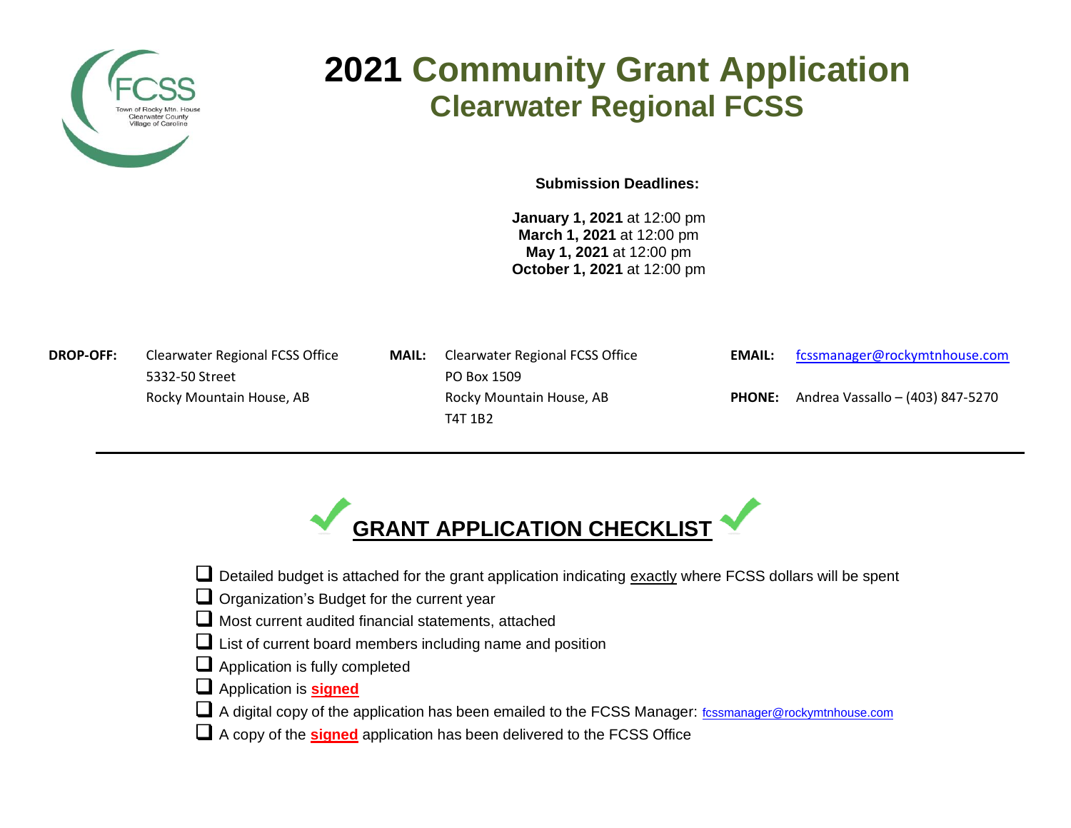# 2021 Community Grant Application
## Clearwater Regional FCSS

**Submission Deadlines:**

**January 1, 2021** at 12:00 pm
**March 1, 2021** at 12:00 pm
**May 1, 2021** at 12:00 pm
**October 1, 2021** at 12:00 pm

**DROP-OFF:** Clearwater Regional FCSS Office
5332-50 Street
Rocky Mountain House, AB

**MAIL:** Clearwater Regional FCSS Office
PO Box 1509
Rocky Mountain House, AB
T4T 1B2

**EMAIL:** fcssmanager@rockymtnhouse.com

**PHONE:** Andrea Vassallo – (403) 847-5270

---

## GRANT APPLICATION CHECKLIST

- ☐ Detailed budget is attached for the grant application indicating exactly where FCSS dollars will be spent
- ☐ Organization's Budget for the current year
- ☐ Most current audited financial statements, attached
- ☐ List of current board members including name and position
- ☐ Application is fully completed
- ☐ Application is **signed**
- ☐ A digital copy of the application has been emailed to the FCSS Manager: fcssmanager@rockymtnhouse.com
- ☐ A copy of the **signed** application has been delivered to the FCSS Office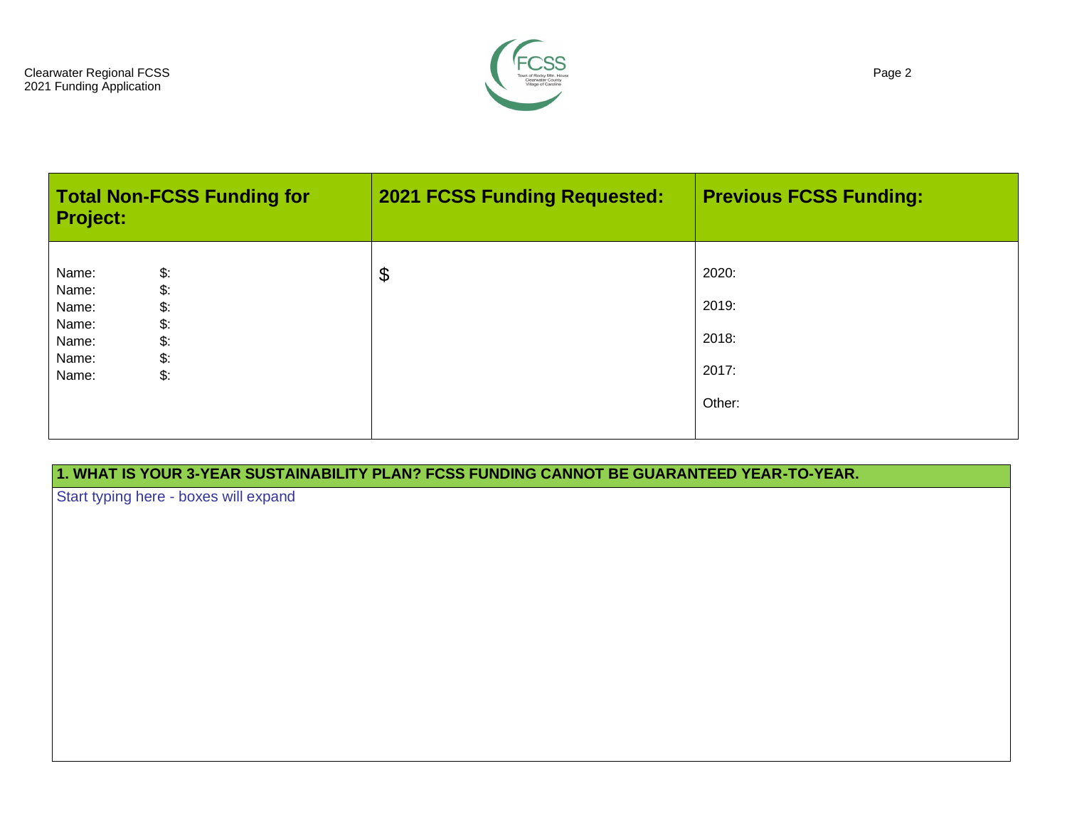| Total Non-FCSS Funding for Project: | 2021 FCSS Funding Requested: | Previous FCSS Funding: |
| --- | --- | --- |
| Name: $:<br>Name: $:<br>Name: $:<br>Name: $:<br>Name: $:<br>Name: $:<br>Name: $: | $ | 2020:<br>2019:<br>2018:<br>2017:<br>Other: |

| 1. WHAT IS YOUR 3-YEAR SUSTAINABILITY PLAN? FCSS FUNDING CANNOT BE GUARANTEED YEAR-TO-YEAR. |
| --- |
| Start typing here - boxes will expand |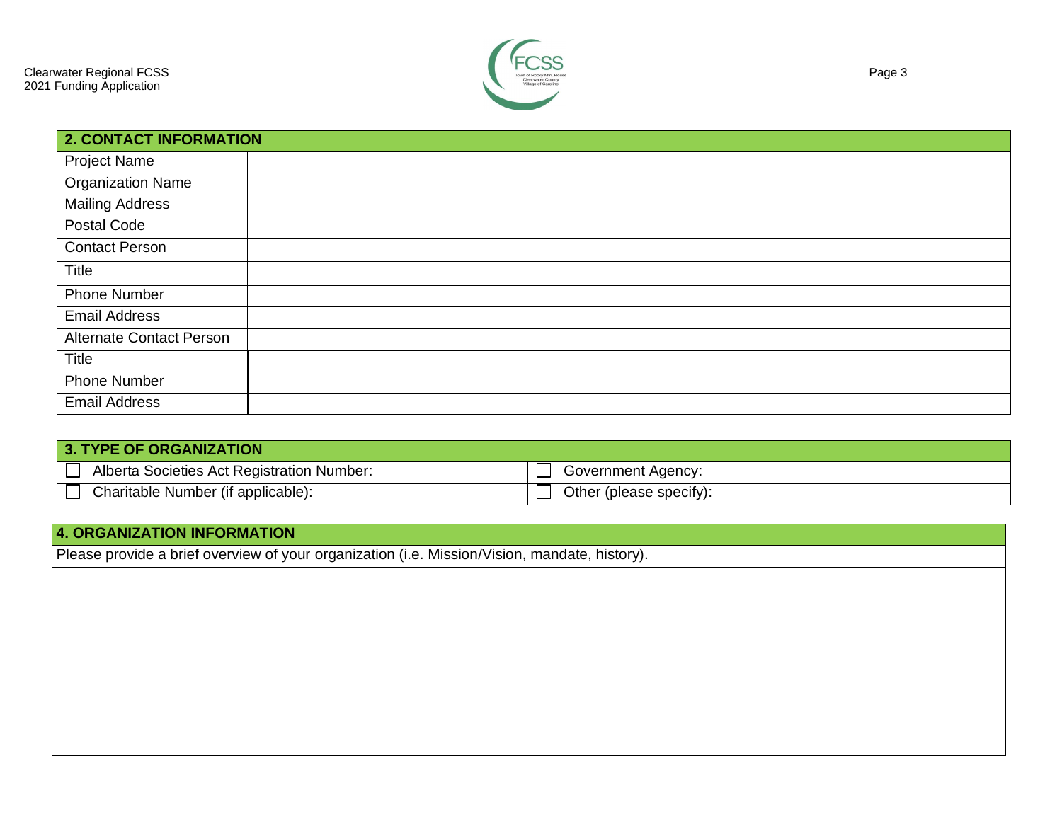| 2. CONTACT INFORMATION | |
|---|---|
| Project Name | |
| Organization Name | |
| Mailing Address | |
| Postal Code | |
| Contact Person | |
| Title | |
| Phone Number | |
| Email Address | |
| Alternate Contact Person | |
| Title | |
| Phone Number | |
| Email Address | |

| 3. TYPE OF ORGANIZATION | |
|---|---|
| ☐ Alberta Societies Act Registration Number: | ☐ Government Agency: |
| ☐ Charitable Number (if applicable): | ☐ Other (please specify): |

| 4. ORGANIZATION INFORMATION |
|---|
| Please provide a brief overview of your organization (i.e. Mission/Vision, mandate, history). |
| |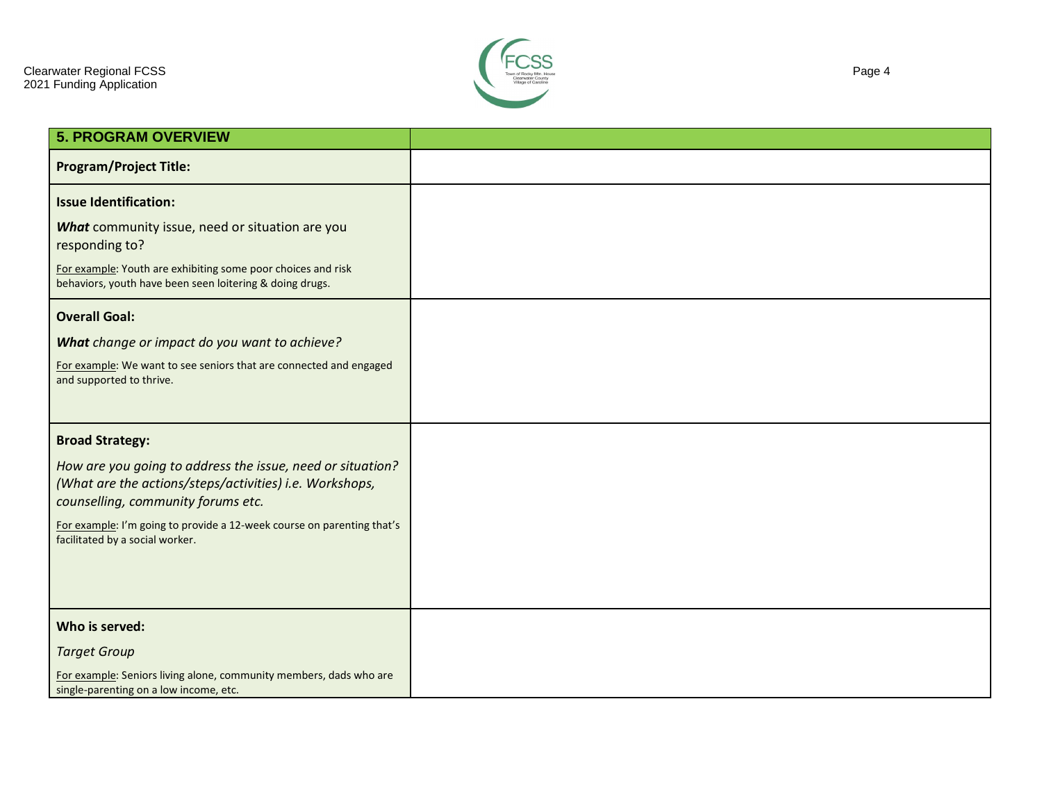| **5. PROGRAM OVERVIEW** | |
| --- | --- |
| **Program/Project Title:** | |
| **Issue Identification:**<br><br>***What*** community issue, need or situation are you responding to?<br><br><u>For example</u>: Youth are exhibiting some poor choices and risk behaviors, youth have been seen loitering & doing drugs. | |
| **Overall Goal:**<br><br>***What*** *change or impact do you want to achieve?*<br><br><u>For example</u>: We want to see seniors that are connected and engaged and supported to thrive. | |
| **Broad Strategy:**<br><br>*How are you going to address the issue, need or situation? (What are the actions/steps/activities) i.e. Workshops, counselling, community forums etc.*<br><br><u>For example</u>: I'm going to provide a 12-week course on parenting that's facilitated by a social worker. | |
| **Who is served:**<br><br>*Target Group*<br><br><u>For example</u>: Seniors living alone, community members, dads who are single-parenting on a low income, etc. | |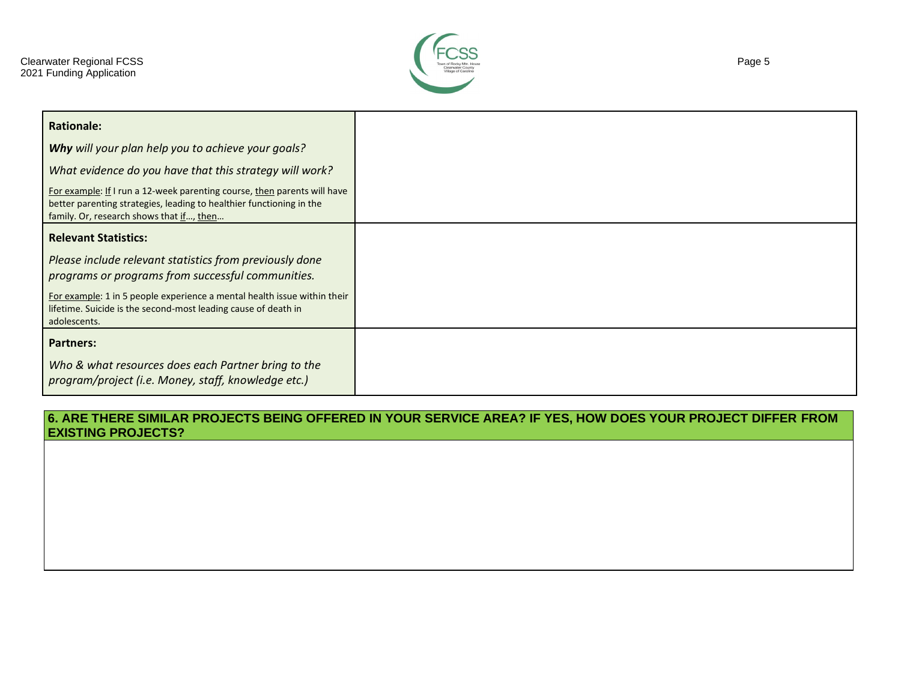| **Rationale:**<br><br>***Why*** *will your plan help you to achieve your goals?*<br><br>*What evidence do you have that this strategy will work?*<br><br>For example: If I run a 12-week parenting course, then parents will have better parenting strategies, leading to healthier functioning in the family. Or, research shows that if…, then… | |
|---|---|
| **Relevant Statistics:**<br><br>*Please include relevant statistics from previously done programs or programs from successful communities.*<br><br>For example: 1 in 5 people experience a mental health issue within their lifetime. Suicide is the second-most leading cause of death in adolescents. | |
| **Partners:**<br><br>*Who & what resources does each Partner bring to the program/project (i.e. Money, staff, knowledge etc.)* | |

## 6. ARE THERE SIMILAR PROJECTS BEING OFFERED IN YOUR SERVICE AREA? IF YES, HOW DOES YOUR PROJECT DIFFER FROM EXISTING PROJECTS?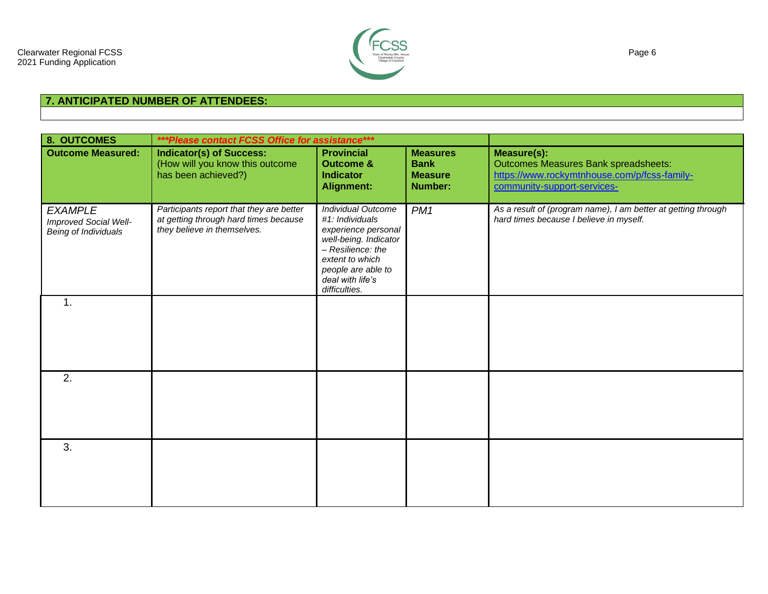## 7. ANTICIPATED NUMBER OF ATTENDEES:

| 8. OUTCOMES | ***Please contact FCSS Office for assistance*** | | | |
|---|---|---|---|---|
| **Outcome Measured:** | **Indicator(s) of Success:** (How will you know this outcome has been achieved?) | **Provincial Outcome & Indicator Alignment:** | **Measures Bank Measure Number:** | **Measure(s):** Outcomes Measures Bank spreadsheets: https://www.rockymtnhouse.com/p/fcss-family-community-support-services- |
| *EXAMPLE Improved Social Well-Being of Individuals* | *Participants report that they are better at getting through hard times because they believe in themselves.* | *Individual Outcome #1: Individuals experience personal well-being. Indicator – Resilience: the extent to which people are able to deal with life's difficulties.* | *PM1* | *As a result of (program name), I am better at getting through hard times because I believe in myself.* |
| 1. | | | | |
| 2. | | | | |
| 3. | | | | |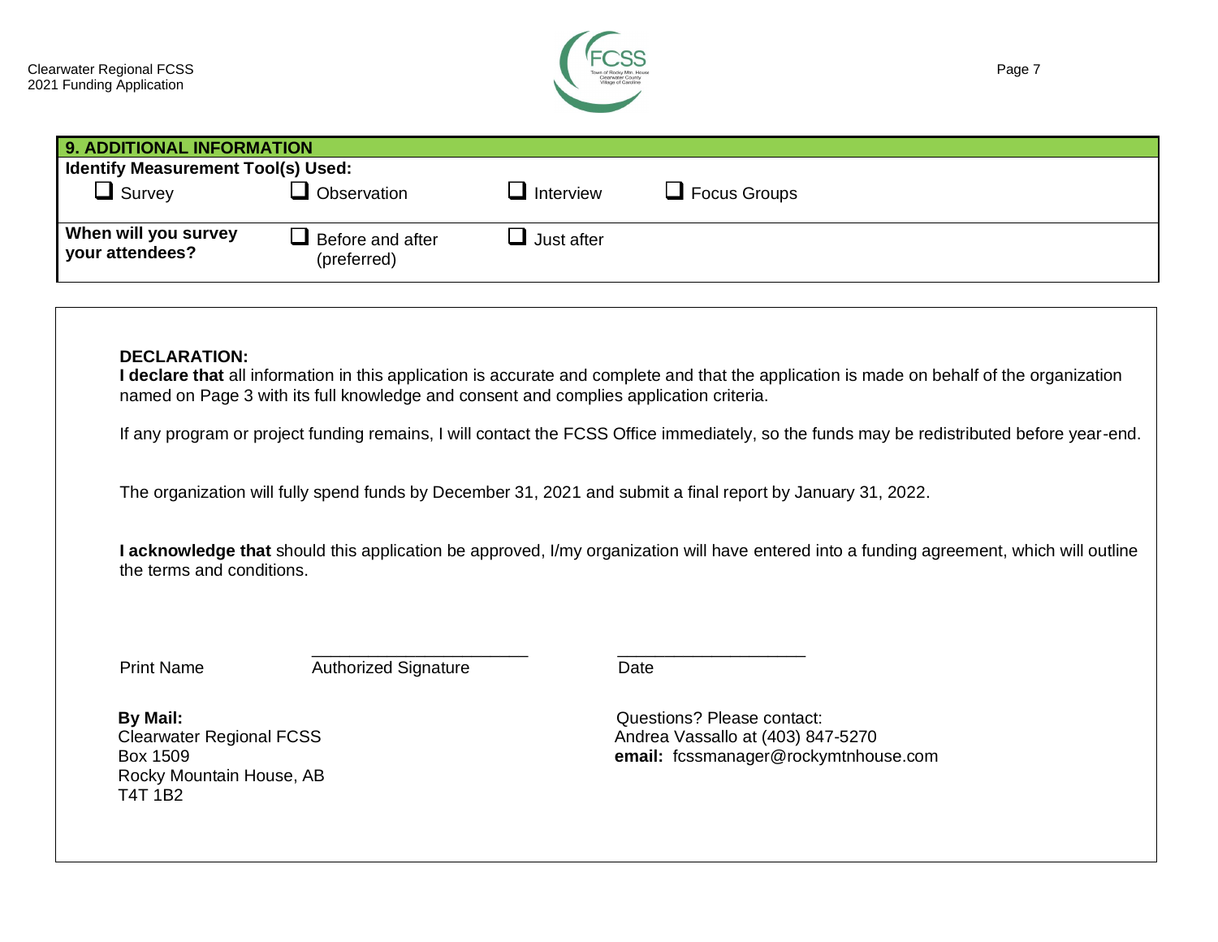## 9. ADDITIONAL INFORMATION

**Identify Measurement Tool(s) Used:**

- ☐ Survey
- ☐ Observation
- ☐ Interview
- ☐ Focus Groups

**When will you survey your attendees?**

- ☐ Before and after (preferred)
- ☐ Just after

**DECLARATION:**

**I declare that** all information in this application is accurate and complete and that the application is made on behalf of the organization named on Page 3 with its full knowledge and consent and complies application criteria.

If any program or project funding remains, I will contact the FCSS Office immediately, so the funds may be redistributed before year-end.

The organization will fully spend funds by December 31, 2021 and submit a final report by January 31, 2022.

**I acknowledge that** should this application be approved, I/my organization will have entered into a funding agreement, which will outline the terms and conditions.

| Print Name | Authorized Signature | Date |
|---|---|---|
| | ______________________ | ____________________ |

**By Mail:**
Clearwater Regional FCSS
Box 1509
Rocky Mountain House, AB
T4T 1B2

Questions? Please contact:
Andrea Vassallo at (403) 847-5270
**email:** fcssmanager@rockymtnhouse.com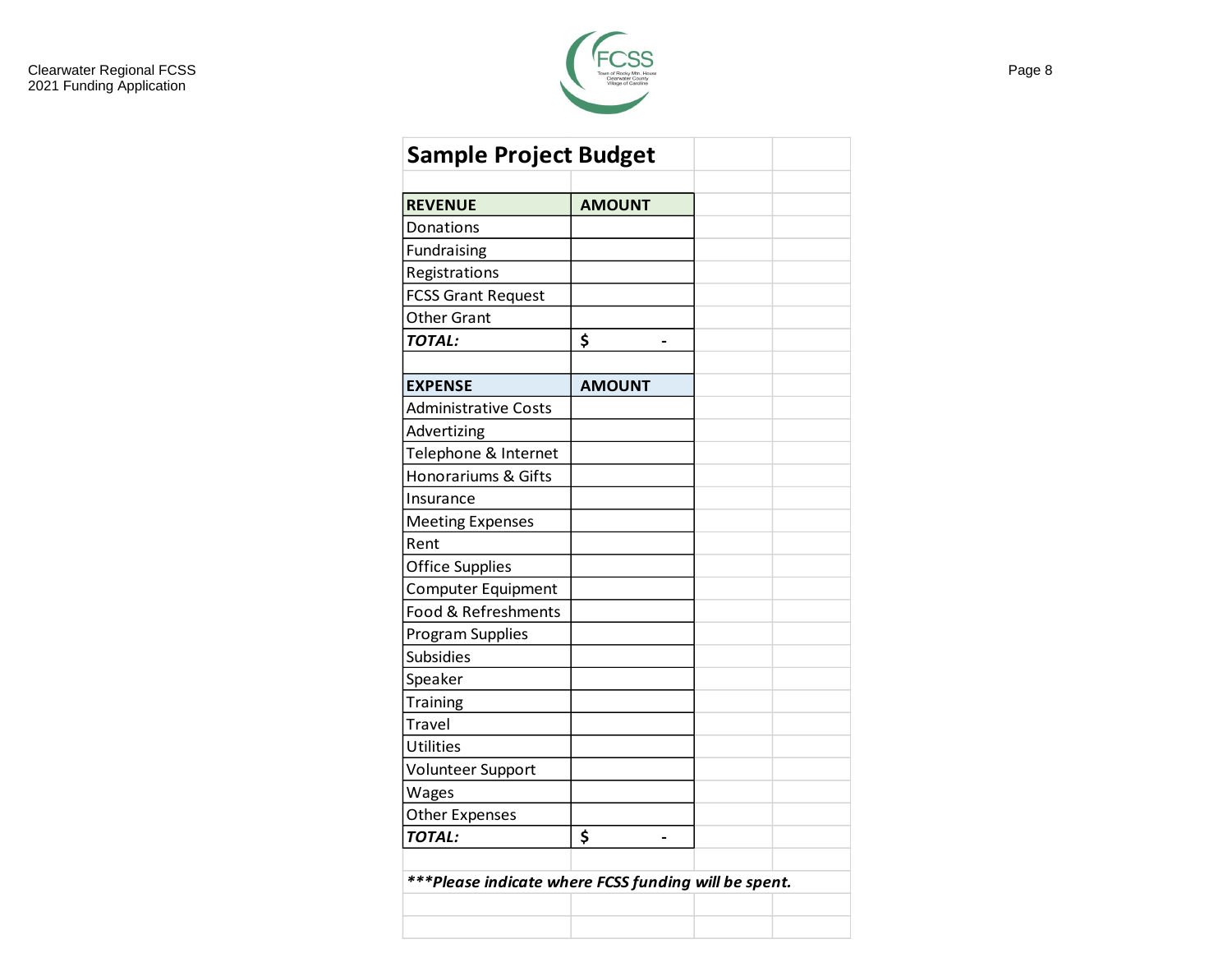## Sample Project Budget

| REVENUE | AMOUNT |
|---|---|
| Donations | |
| Fundraising | |
| Registrations | |
| FCSS Grant Request | |
| Other Grant | |
| ***TOTAL:*** | **$ -** |

| EXPENSE | AMOUNT |
|---|---|
| Administrative Costs | |
| Advertizing | |
| Telephone & Internet | |
| Honorariums & Gifts | |
| Insurance | |
| Meeting Expenses | |
| Rent | |
| Office Supplies | |
| Computer Equipment | |
| Food & Refreshments | |
| Program Supplies | |
| Subsidies | |
| Speaker | |
| Training | |
| Travel | |
| Utilities | |
| Volunteer Support | |
| Wages | |
| Other Expenses | |
| ***TOTAL:*** | **$ -** |

***\*\*\*Please indicate where FCSS funding will be spent.***